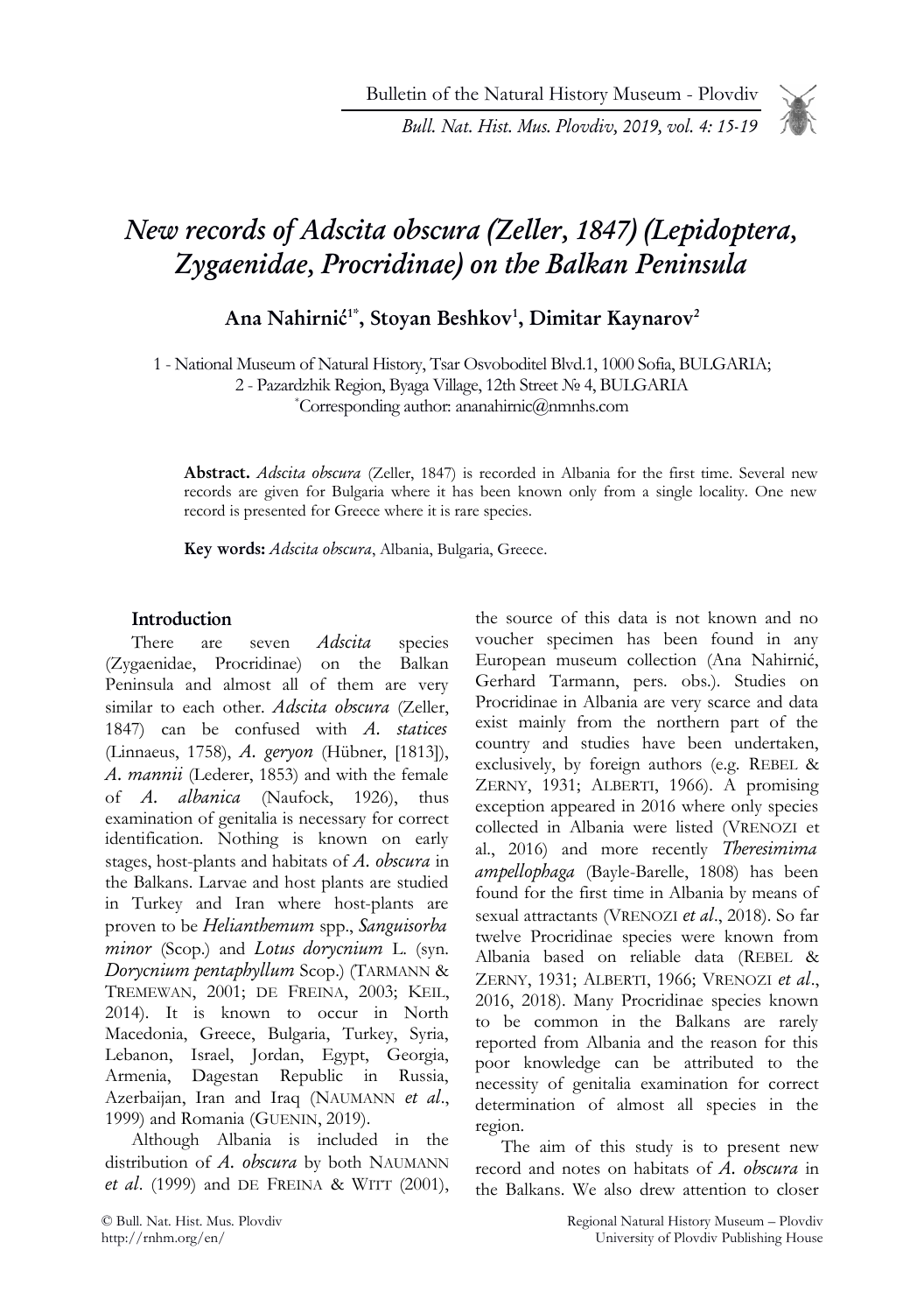# *New records of Adscita obscura (Zeller, 1847) (Lepidoptera, Zygaenidae, Procridinae) on the Balkan Peninsula*

**Ana Nahirnić[1*], Stoyan Beshkov[1], Dimitar Kaynarov[2]**

1 - National Museum of Natural History, Tsar Osvoboditel Blvd.1, 1000 Sofia, BULGARIA;
2 - Pazardzhik Region, Byaga Village, 12th Street № 4, BULGARIA
[*]Corresponding author: ananahirnic@nmnhs.com

**Abstract.** *Adscita obscura* (Zeller, 1847) is recorded in Albania for the first time. Several new records are given for Bulgaria where it has been known only from a single locality. One new record is presented for Greece where it is rare species.

**Key words:** *Adscita obscura*, Albania, Bulgaria, Greece.

## Introduction

There are seven *Adscita* species (Zygaenidae, Procridinae) on the Balkan Peninsula and almost all of them are very similar to each other. *Adscita obscura* (Zeller, 1847) can be confused with *A. statices* (Linnaeus, 1758), *A. geryon* (Hübner, [1813]), *A. mannii* (Lederer, 1853) and with the female of *A. albanica* (Naufock, 1926), thus examination of genitalia is necessary for correct identification. Nothing is known on early stages, host-plants and habitats of *A. obscura* in the Balkans. Larvae and host plants are studied in Turkey and Iran where host-plants are proven to be *Helianthemum* spp., *Sanguisorba minor* (Scop.) and *Lotus dorycnium* L. (syn. *Dorycnium pentaphyllum* Scop.) (Tarmann & Tremewan, 2001; de Freina, 2003; Keil, 2014). It is known to occur in North Macedonia, Greece, Bulgaria, Turkey, Syria, Lebanon, Israel, Jordan, Egypt, Georgia, Armenia, Dagestan Republic in Russia, Azerbaijan, Iran and Iraq (Naumann *et al*., 1999) and Romania (Guenin, 2019).

Although Albania is included in the distribution of *A. obscura* by both Naumann *et al*. (1999) and de Freina & Witt (2001), the source of this data is not known and no voucher specimen has been found in any European museum collection (Ana Nahirnić, Gerhard Tarmann, pers. obs.). Studies on Procridinae in Albania are very scarce and data exist mainly from the northern part of the country and studies have been undertaken, exclusively, by foreign authors (e.g. Rebel & Zerny, 1931; Alberti, 1966). A promising exception appeared in 2016 where only species collected in Albania were listed (Vrenozi et al., 2016) and more recently *Theresimima ampellophaga* (Bayle-Barelle, 1808) has been found for the first time in Albania by means of sexual attractants (Vrenozi *et al*., 2018). So far twelve Procridinae species were known from Albania based on reliable data (Rebel & Zerny, 1931; Alberti, 1966; Vrenozi *et al*., 2016, 2018). Many Procridinae species known to be common in the Balkans are rarely reported from Albania and the reason for this poor knowledge can be attributed to the necessity of genitalia examination for correct determination of almost all species in the region.

The aim of this study is to present new record and notes on habitats of *A. obscura* in the Balkans. We also drew attention to closer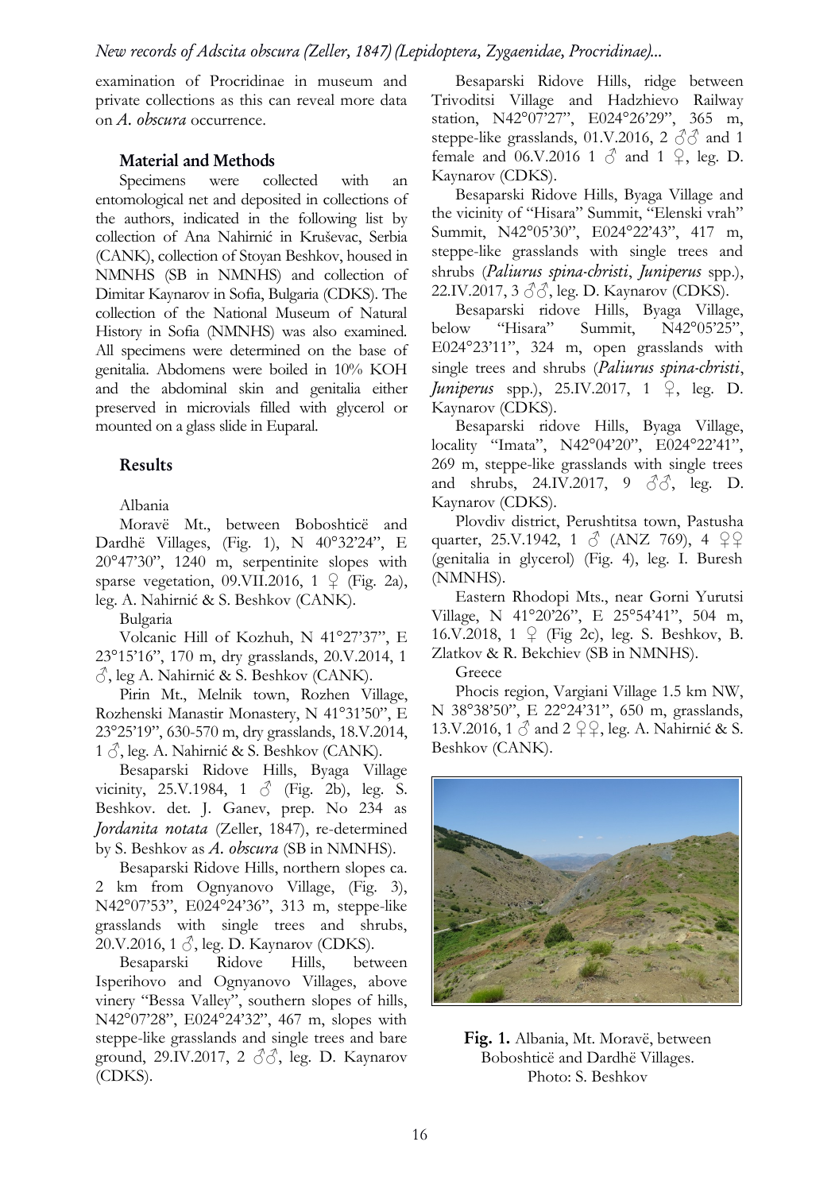examination of Procridinae in museum and private collections as this can reveal more data on *A. obscura* occurrence.

## Material and Methods

Specimens were collected with an entomological net and deposited in collections of the authors, indicated in the following list by collection of Ana Nahirnić in Kruševac, Serbia (CANK), collection of Stoyan Beshkov, housed in NMNHS (SB in NMNHS) and collection of Dimitar Kaynarov in Sofia, Bulgaria (CDKS). The collection of the National Museum of Natural History in Sofia (NMNHS) was also examined. All specimens were determined on the base of genitalia. Abdomens were boiled in 10% KOH and the abdominal skin and genitalia either preserved in microvials filled with glycerol or mounted on a glass slide in Euparal.

## Results

Albania

Moravë Mt., between Boboshticë and Dardhë Villages, (Fig. 1), N 40°32'24", E 20°47'30", 1240 m, serpentinite slopes with sparse vegetation, 09.VII.2016, 1 ♀ (Fig. 2a), leg. A. Nahirnić & S. Beshkov (CANK).

Bulgaria

Volcanic Hill of Kozhuh, N 41°27'37", E 23°15'16", 170 m, dry grasslands, 20.V.2014, 1 ♂, leg A. Nahirnić & S. Beshkov (CANK).

Pirin Mt., Melnik town, Rozhen Village, Rozhenski Manastir Monastery, N 41°31'50", E 23°25'19", 630-570 m, dry grasslands, 18.V.2014, 1 ♂, leg. A. Nahirnić & S. Beshkov (CANK).

Besaparski Ridove Hills, Byaga Village vicinity, 25.V.1984, 1 ♂ (Fig. 2b), leg. S. Beshkov. det. J. Ganev, prep. No 234 as *Jordanita notata* (Zeller, 1847), re-determined by S. Beshkov as *A. obscura* (SB in NMNHS).

Besaparski Ridove Hills, northern slopes ca. 2 km from Ognyanovo Village, (Fig. 3), N42°07'53", E024°24'36", 313 m, steppe-like grasslands with single trees and shrubs, 20.V.2016, 1 ♂, leg. D. Kaynarov (CDKS).

Besaparski Ridove Hills, between Isperihovo and Ognyanovo Villages, above vinery "Bessa Valley", southern slopes of hills, N42°07'28", E024°24'32", 467 m, slopes with steppe-like grasslands and single trees and bare ground, 29.IV.2017, 2 ♂♂, leg. D. Kaynarov (CDKS).

Besaparski Ridove Hills, ridge between Trivoditsi Village and Hadzhievo Railway station, N42°07'27", E024°26'29", 365 m, steppe-like grasslands, 01.V.2016, 2 ♂♂ and 1 female and 06.V.2016 1 ♂ and 1 ♀, leg. D. Kaynarov (CDKS).

Besaparski Ridove Hills, Byaga Village and the vicinity of "Hisara" Summit, "Elenski vrah" Summit, N42°05'30", E024°22'43", 417 m, steppe-like grasslands with single trees and shrubs (*Paliurus spina-christi*, *Juniperus* spp.), 22.IV.2017, 3 ♂♂, leg. D. Kaynarov (CDKS).

Besaparski ridove Hills, Byaga Village, below "Hisara" Summit, N42°05'25", E024°23'11", 324 m, open grasslands with single trees and shrubs (*Paliurus spina-christi*, *Juniperus* spp.), 25.IV.2017, 1 ♀, leg. D. Kaynarov (CDKS).

Besaparski ridove Hills, Byaga Village, locality "Imata", N42°04'20", E024°22'41", 269 m, steppe-like grasslands with single trees and shrubs, 24.IV.2017, 9 ♂♂, leg. D. Kaynarov (CDKS).

Plovdiv district, Perushtitsa town, Pastusha quarter, 25.V.1942, 1 ♂ (ANZ 769), 4 ♀♀ (genitalia in glycerol) (Fig. 4), leg. I. Buresh (NMNHS).

Eastern Rhodopi Mts., near Gorni Yurutsi Village, N 41°20'26", E 25°54'41", 504 m, 16.V.2018, 1 ♀ (Fig 2c), leg. S. Beshkov, B. Zlatkov & R. Bekchiev (SB in NMNHS).

Greece

Phocis region, Vargiani Village 1.5 km NW, N 38°38'50", E 22°24'31", 650 m, grasslands, 13.V.2016, 1 ♂ and 2 ♀♀, leg. A. Nahirnić & S. Beshkov (CANK).

**Fig. 1.** Albania, Mt. Moravë, between Boboshticë and Dardhë Villages. Photo: S. Beshkov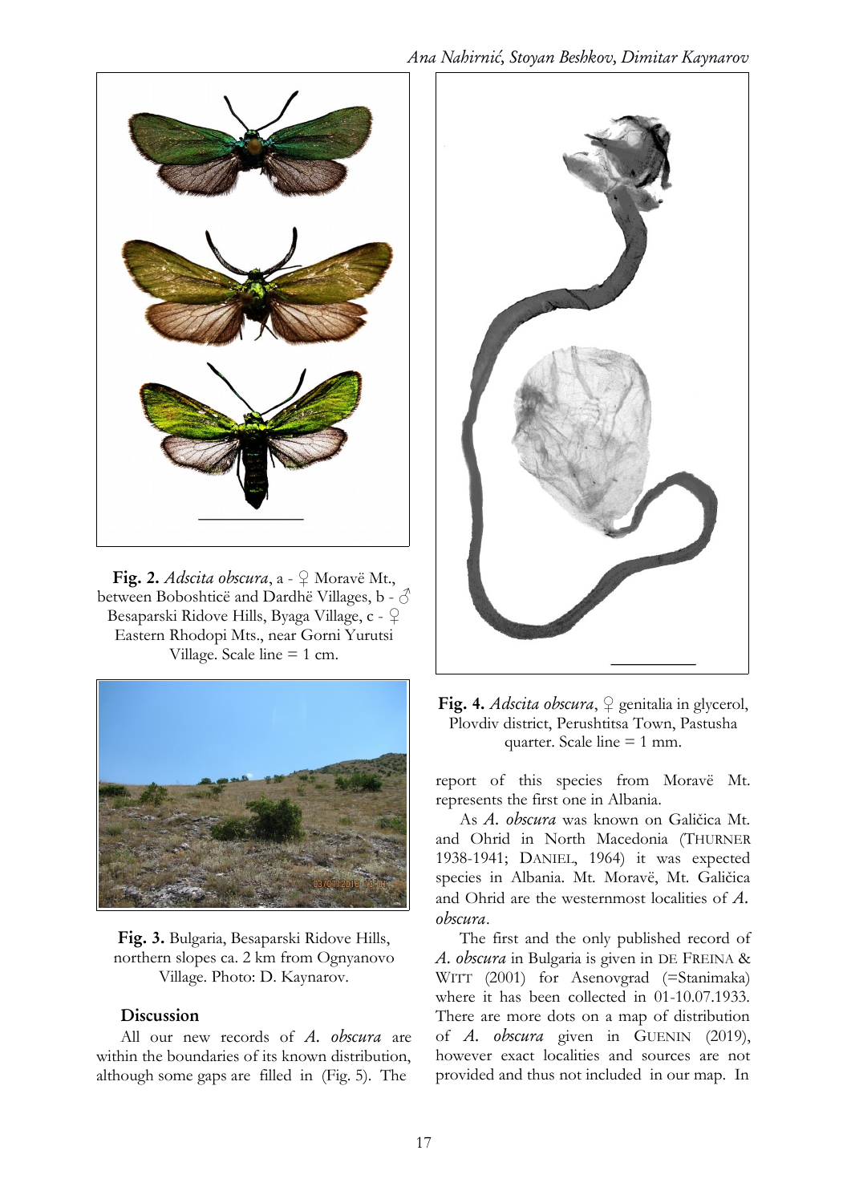**Fig. 2.** *Adscita obscura*, a - ♀ Moravë Mt., between Boboshticë and Dardhë Villages, b - ♂ Besaparski Ridove Hills, Byaga Village, c - ♀ Eastern Rhodopi Mts., near Gorni Yurutsi Village. Scale line = 1 cm.

**Fig. 3.** Bulgaria, Besaparski Ridove Hills, northern slopes ca. 2 km from Ognyanovo Village. Photo: D. Kaynarov.

**Fig. 4.** *Adscita obscura*, ♀ genitalia in glycerol, Plovdiv district, Perushtitsa Town, Pastusha quarter. Scale line = 1 mm.

## Discussion

All our new records of *A. obscura* are within the boundaries of its known distribution, although some gaps are filled in (Fig. 5). The report of this species from Moravë Mt. represents the first one in Albania.

As *A. obscura* was known on Galičica Mt. and Ohrid in North Macedonia (THURNER 1938-1941; DANIEL, 1964) it was expected species in Albania. Mt. Moravë, Mt. Galičica and Ohrid are the westernmost localities of *A. obscura*.

The first and the only published record of *A. obscura* in Bulgaria is given in DE FREINA & WITT (2001) for Asenovgrad (=Stanimaka) where it has been collected in 01-10.07.1933. There are more dots on a map of distribution of *A. obscura* given in GUENIN (2019), however exact localities and sources are not provided and thus not included in our map. In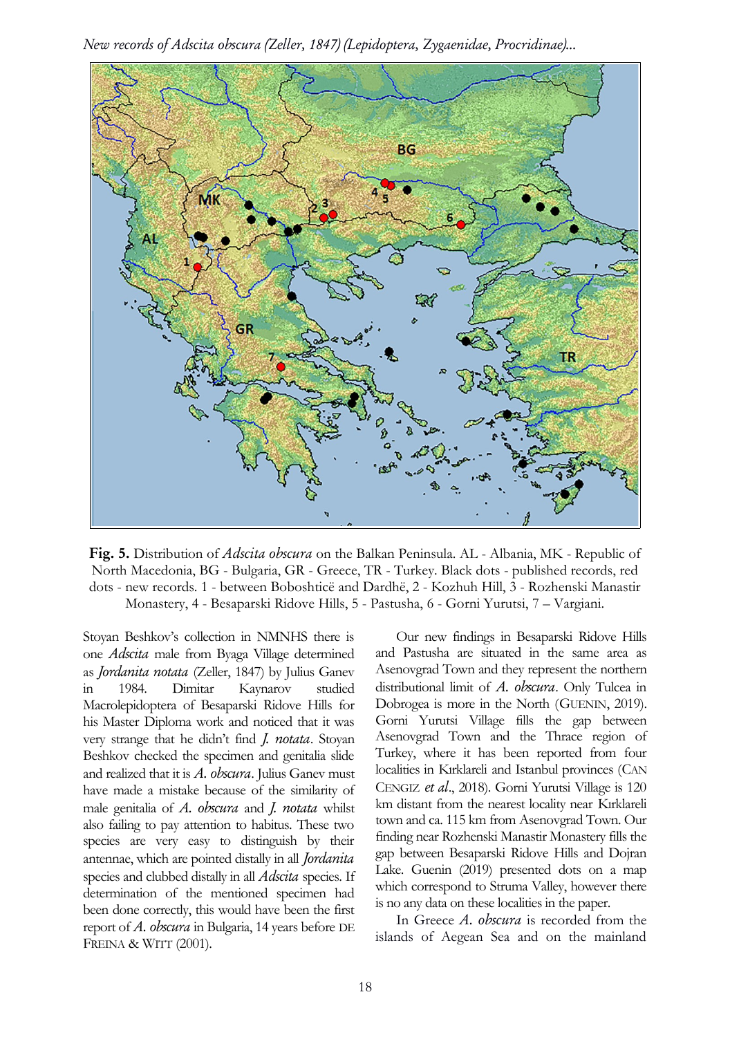**Fig. 5.** Distribution of *Adscita obscura* on the Balkan Peninsula. AL - Albania, MK - Republic of North Macedonia, BG - Bulgaria, GR - Greece, TR - Turkey. Black dots - published records, red dots - new records. 1 - between Boboshticë and Dardhë, 2 - Kozhuh Hill, 3 - Rozhenski Manastir Monastery, 4 - Besaparski Ridove Hills, 5 - Pastusha, 6 - Gorni Yurutsi, 7 – Vargiani.

Stoyan Beshkov's collection in NMNHS there is one *Adscita* male from Byaga Village determined as *Jordanita notata* (Zeller, 1847) by Julius Ganev in 1984. Dimitar Kaynarov studied Macrolepidoptera of Besaparski Ridove Hills for his Master Diploma work and noticed that it was very strange that he didn't find *J. notata*. Stoyan Beshkov checked the specimen and genitalia slide and realized that it is *A. obscura*. Julius Ganev must have made a mistake because of the similarity of male genitalia of *A. obscura* and *J. notata* whilst also failing to pay attention to habitus. These two species are very easy to distinguish by their antennae, which are pointed distally in all *Jordanita* species and clubbed distally in all *Adscita* species. If determination of the mentioned specimen had been done correctly, this would have been the first report of *A. obscura* in Bulgaria, 14 years before DE FREINA & WITT (2001).

Our new findings in Besaparski Ridove Hills and Pastusha are situated in the same area as Asenovgrad Town and they represent the northern distributional limit of *A. obscura*. Only Tulcea in Dobrogea is more in the North (GUENIN, 2019). Gorni Yurutsi Village fills the gap between Asenovgrad Town and the Thrace region of Turkey, where it has been reported from four localities in Kırklareli and Istanbul provinces (CAN CENGIZ *et al*., 2018). Gorni Yurutsi Village is 120 km distant from the nearest locality near Kırklareli town and ca. 115 km from Asenovgrad Town. Our finding near Rozhenski Manastir Monastery fills the gap between Besaparski Ridove Hills and Dojran Lake. Guenin (2019) presented dots on a map which correspond to Struma Valley, however there is no any data on these localities in the paper.

In Greece *A. obscura* is recorded from the islands of Aegean Sea and on the mainland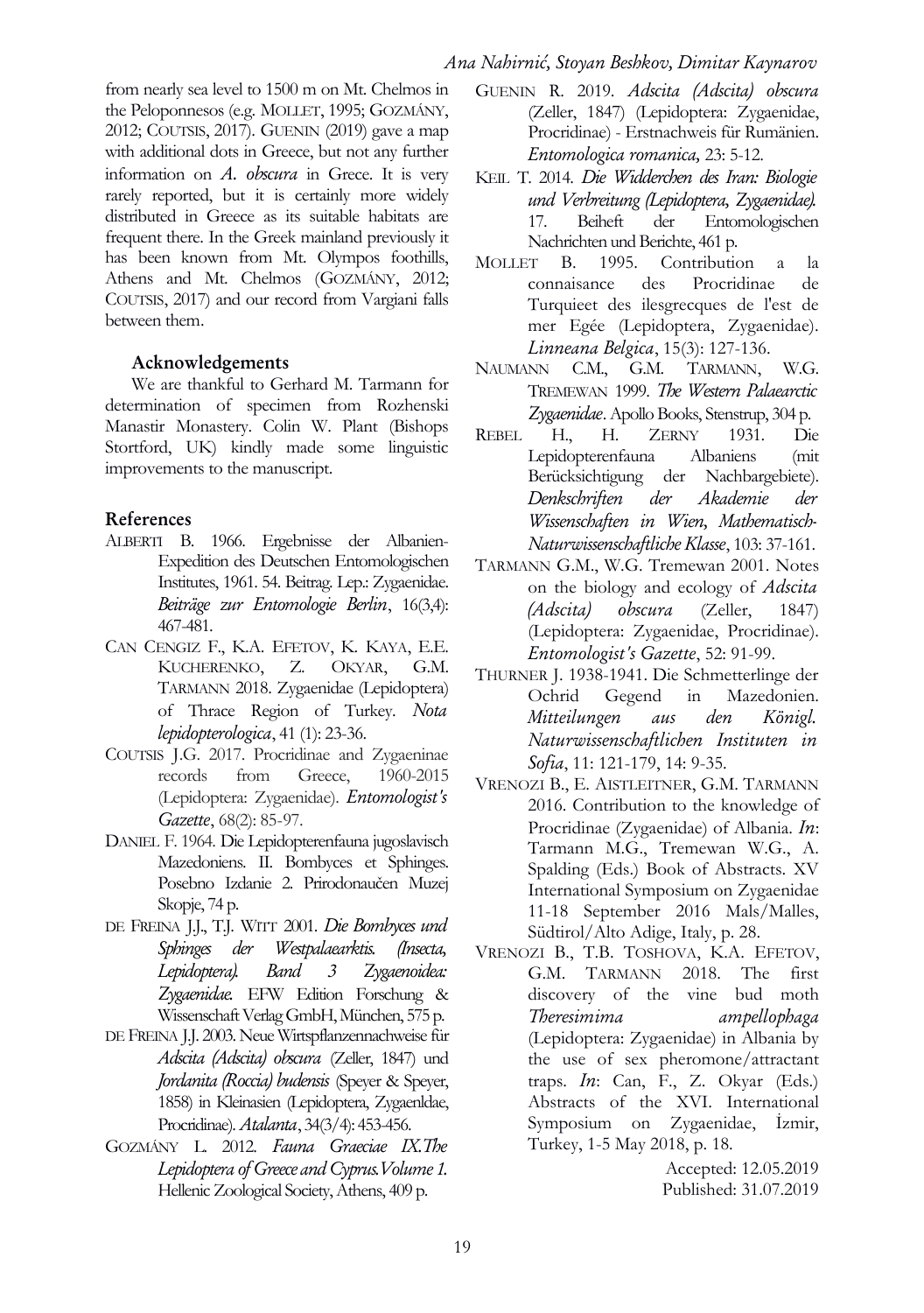from nearly sea level to 1500 m on Mt. Chelmos in the Peloponnesos (e.g. MOLLET, 1995; GOZMÁNY, 2012; COUTSIS, 2017). GUENIN (2019) gave a map with additional dots in Greece, but not any further information on *A. obscura* in Grece. It is very rarely reported, but it is certainly more widely distributed in Greece as its suitable habitats are frequent there. In the Greek mainland previously it has been known from Mt. Olympos foothills, Athens and Mt. Chelmos (GOZMÁNY, 2012; COUTSIS, 2017) and our record from Vargiani falls between them.

## Acknowledgements

We are thankful to Gerhard M. Tarmann for determination of specimen from Rozhenski Manastir Monastery. Colin W. Plant (Bishops Stortford, UK) kindly made some linguistic improvements to the manuscript.

## References

ALBERTI B. 1966. Ergebnisse der Albanien-Expedition des Deutschen Entomologischen Institutes, 1961. 54. Beitrag. Lep.: Zygaenidae. *Beiträge zur Entomologie Berlin*, 16(3,4): 467-481.

CAN CENGIZ F., K.A. EFETOV, K. KAYA, E.E. KUCHERENKO, Z. OKYAR, G.M. TARMANN 2018. Zygaenidae (Lepidoptera) of Thrace Region of Turkey. *Nota lepidopterologica*, 41 (1): 23-36.

COUTSIS J.G. 2017. Procridinae and Zygaeninae records from Greece, 1960-2015 (Lepidoptera: Zygaenidae). *Entomologist's Gazette*, 68(2): 85-97.

DANIEL F. 1964. Die Lepidopterenfauna jugoslavisch Mazedoniens. II. Bombyces et Sphinges. Posebno Izdanie 2. Prirodonaučen Muzej Skopje, 74 p.

DE FREINA J.J., T.J. WITT 2001. *Die Bombyces und Sphinges der Westpalaearktis. (Insecta, Lepidoptera). Band 3 Zygaenoidea: Zygaenidae.* EFW Edition Forschung & Wissenschaft Verlag GmbH, München, 575 p.

DE FREINA J.J. 2003. Neue Wirtspflanzennachweise für *Adscita (Adscita) obscura* (Zeller, 1847) und *Jordanita (Roccia) budensis* (Speyer & Speyer, 1858) in Kleinasien (Lepidoptera, Zygaenldae, Procridinae). *Atalanta*, 34(3/4): 453-456.

GOZMÁNY L. 2012. *Fauna Graeciae IX.The Lepidoptera of Greece and Cyprus.Volume 1.* Hellenic Zoological Society, Athens, 409 p.

GUENIN R. 2019. *Adscita (Adscita) obscura* (Zeller, 1847) (Lepidoptera: Zygaenidae, Procridinae) - Erstnachweis für Rumänien. *Entomologica romanica*, 23: 5-12.

KEIL T. 2014. *Die Widderchen des Iran: Biologie und Verbreitung (Lepidoptera, Zygaenidae).* 17. Beiheft der Entomologischen Nachrichten und Berichte, 461 p.

MOLLET B. 1995. Contribution a la connaisance des Procridinae de Turquieet des ilesgrecques de l'est de mer Egée (Lepidoptera, Zygaenidae). *Linneana Belgica*, 15(3): 127-136.

NAUMANN C.M., G.M. TARMANN, W.G. TREMEWAN 1999. *The Western Palaearctic Zygaenidae*. Apollo Books, Stenstrup, 304 p.

REBEL H., H. ZERNY 1931. Die Lepidopterenfauna Albaniens (mit Berücksichtigung der Nachbargebiete). *Denkschriften der Akademie der Wissenschaften in Wien, Mathematisch-Naturwissenschaftliche Klasse*, 103: 37-161.

TARMANN G.M., W.G. Tremewan 2001. Notes on the biology and ecology of *Adscita (Adscita) obscura* (Zeller, 1847) (Lepidoptera: Zygaenidae, Procridinae). *Entomologist's Gazette*, 52: 91-99.

THURNER J. 1938-1941. Die Schmetterlinge der Ochrid Gegend in Mazedonien. *Mitteilungen aus den Königl. Naturwissenschaftlichen Instituten in Sofia*, 11: 121-179, 14: 9-35.

VRENOZI B., E. AISTLEITNER, G.M. TARMANN 2016. Contribution to the knowledge of Procridinae (Zygaenidae) of Albania. *In*: Tarmann M.G., Tremewan W.G., A. Spalding (Eds.) Book of Abstracts. XV International Symposium on Zygaenidae 11-18 September 2016 Mals/Malles, Südtirol/Alto Adige, Italy, p. 28.

VRENOZI B., T.B. TOSHOVA, K.A. EFETOV, G.M. TARMANN 2018. The first discovery of the vine bud moth *Theresimima ampellophaga* (Lepidoptera: Zygaenidae) in Albania by the use of sex pheromone/attractant traps. *In*: Can, F., Z. Okyar (Eds.) Abstracts of the XVI. International Symposium on Zygaenidae, İzmir, Turkey, 1-5 May 2018, p. 18.

Accepted: 12.05.2019
Published: 31.07.2019